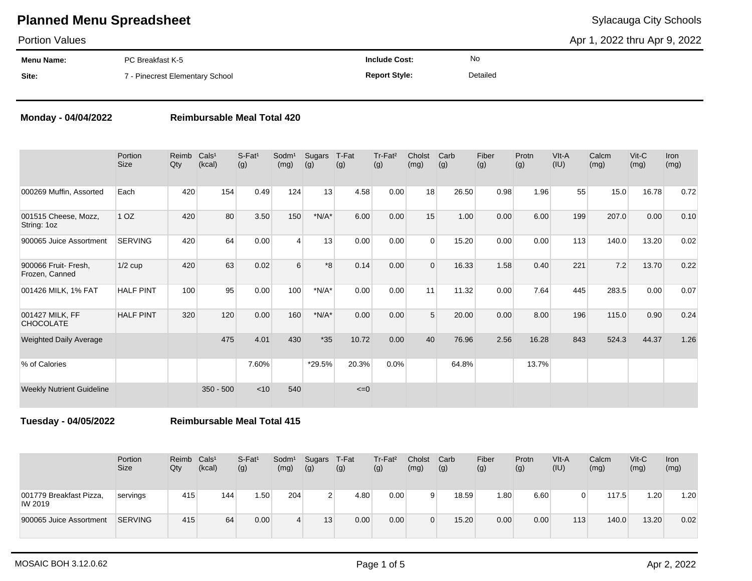# Planned Menu Spreadsheet

Sylacauga City Schools

Portion Values

Apr 1, 2022 thru Apr 9, 2022

| | | | |
|---|---|---|---|
| **Menu Name:** | PC Breakfast K-5 | **Include Cost:** | No |
| **Site:** | 7 - Pinecrest Elementary School | **Report Style:** | Detailed |

**Monday - 04/04/2022** **Reimbursable Meal Total 420**

| | Portion Size | Reimb Qty | Cals[1] (kcal) | S-Fat[1] (g) | Sodm[1] (mg) | Sugars (g) | T-Fat (g) | Tr-Fat[2] (g) | Cholst (mg) | Carb (g) | Fiber (g) | Protn (g) | Vit-A (IU) | Calcm (mg) | Vit-C (mg) | Iron (mg) |
|---|---|---|---|---|---|---|---|---|---|---|---|---|---|---|---|---|
| 000269 Muffin, Assorted | Each | 420 | 154 | 0.49 | 124 | 13 | 4.58 | 0.00 | 18 | 26.50 | 0.98 | 1.96 | 55 | 15.0 | 16.78 | 0.72 |
| 001515 Cheese, Mozz, String: 1oz | 1 OZ | 420 | 80 | 3.50 | 150 | *N/A* | 6.00 | 0.00 | 15 | 1.00 | 0.00 | 6.00 | 199 | 207.0 | 0.00 | 0.10 |
| 900065 Juice Assortment | SERVING | 420 | 64 | 0.00 | 4 | 13 | 0.00 | 0.00 | 0 | 15.20 | 0.00 | 0.00 | 113 | 140.0 | 13.20 | 0.02 |
| 900066 Fruit- Fresh, Frozen, Canned | 1/2 cup | 420 | 63 | 0.02 | 6 | *8 | 0.14 | 0.00 | 0 | 16.33 | 1.58 | 0.40 | 221 | 7.2 | 13.70 | 0.22 |
| 001426 MILK, 1% FAT | HALF PINT | 100 | 95 | 0.00 | 100 | *N/A* | 0.00 | 0.00 | 11 | 11.32 | 0.00 | 7.64 | 445 | 283.5 | 0.00 | 0.07 |
| 001427 MILK, FF CHOCOLATE | HALF PINT | 320 | 120 | 0.00 | 160 | *N/A* | 0.00 | 0.00 | 5 | 20.00 | 0.00 | 8.00 | 196 | 115.0 | 0.90 | 0.24 |
| Weighted Daily Average | | | 475 | 4.01 | 430 | *35 | 10.72 | 0.00 | 40 | 76.96 | 2.56 | 16.28 | 843 | 524.3 | 44.37 | 1.26 |
| % of Calories | | | | 7.60% | | *29.5% | 20.3% | 0.0% | | 64.8% | | 13.7% | | | | |
| Weekly Nutrient Guideline | | | 350 - 500 | <10 | 540 | | <=0 | | | | | | | | | |

**Tuesday - 04/05/2022** **Reimbursable Meal Total 415**

| | Portion Size | Reimb Qty | Cals[1] (kcal) | S-Fat[1] (g) | Sodm[1] (mg) | Sugars (g) | T-Fat (g) | Tr-Fat[2] (g) | Cholst (mg) | Carb (g) | Fiber (g) | Protn (g) | Vit-A (IU) | Calcm (mg) | Vit-C (mg) | Iron (mg) |
|---|---|---|---|---|---|---|---|---|---|---|---|---|---|---|---|---|
| 001779 Breakfast Pizza, IW 2019 | servings | 415 | 144 | 1.50 | 204 | 2 | 4.80 | 0.00 | 9 | 18.59 | 1.80 | 6.60 | 0 | 117.5 | 1.20 | 1.20 |
| 900065 Juice Assortment | SERVING | 415 | 64 | 0.00 | 4 | 13 | 0.00 | 0.00 | 0 | 15.20 | 0.00 | 0.00 | 113 | 140.0 | 13.20 | 0.02 |

MOSAIC BOH 3.12.0.62

Apr 2, 2022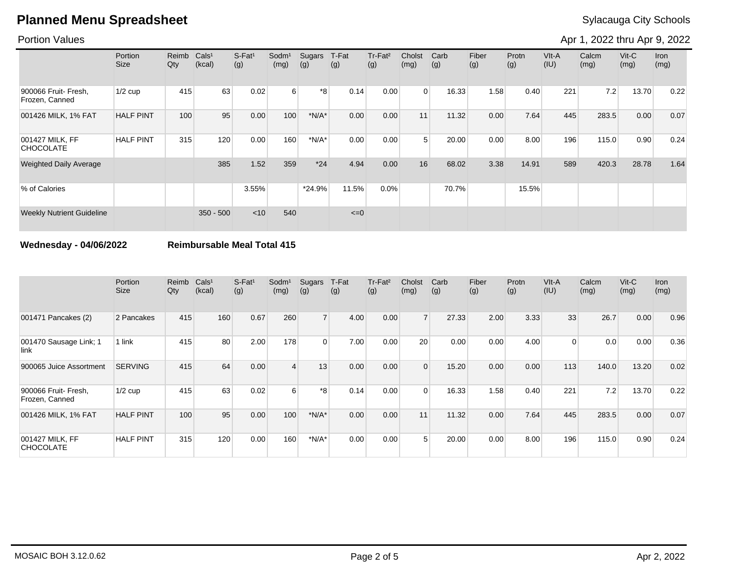# Planned Menu Spreadsheet

Sylacauga City Schools

Portion Values

Apr 1, 2022 thru Apr 9, 2022

| | Portion Size | Reimb Qty | Cals¹ (kcal) | S-Fat¹ (g) | Sodm¹ (mg) | Sugars (g) | T-Fat (g) | Tr-Fat² (g) | Cholst (mg) | Carb (g) | Fiber (g) | Protn (g) | VIt-A (IU) | Calcm (mg) | Vit-C (mg) | Iron (mg) |
|---|---|---|---|---|---|---|---|---|---|---|---|---|---|---|---|---|
| 900066 Fruit- Fresh, Frozen, Canned | 1/2 cup | 415 | 63 | 0.02 | 6 | *8 | 0.14 | 0.00 | 0 | 16.33 | 1.58 | 0.40 | 221 | 7.2 | 13.70 | 0.22 |
| 001426 MILK, 1% FAT | HALF PINT | 100 | 95 | 0.00 | 100 | *N/A* | 0.00 | 0.00 | 11 | 11.32 | 0.00 | 7.64 | 445 | 283.5 | 0.00 | 0.07 |
| 001427 MILK, FF CHOCOLATE | HALF PINT | 315 | 120 | 0.00 | 160 | *N/A* | 0.00 | 0.00 | 5 | 20.00 | 0.00 | 8.00 | 196 | 115.0 | 0.90 | 0.24 |
| Weighted Daily Average | | | 385 | 1.52 | 359 | *24 | 4.94 | 0.00 | 16 | 68.02 | 3.38 | 14.91 | 589 | 420.3 | 28.78 | 1.64 |
| % of Calories | | | | 3.55% | | *24.9% | 11.5% | 0.0% | | 70.7% | | 15.5% | | | | |
| Weekly Nutrient Guideline | | | 350 - 500 | <10 | 540 | | <=0 | | | | | | | | | |

**Wednesday - 04/06/2022** **Reimbursable Meal Total 415**

| | Portion Size | Reimb Qty | Cals¹ (kcal) | S-Fat¹ (g) | Sodm¹ (mg) | Sugars (g) | T-Fat (g) | Tr-Fat² (g) | Cholst (mg) | Carb (g) | Fiber (g) | Protn (g) | VIt-A (IU) | Calcm (mg) | Vit-C (mg) | Iron (mg) |
|---|---|---|---|---|---|---|---|---|---|---|---|---|---|---|---|---|
| 001471 Pancakes (2) | 2 Pancakes | 415 | 160 | 0.67 | 260 | 7 | 4.00 | 0.00 | 7 | 27.33 | 2.00 | 3.33 | 33 | 26.7 | 0.00 | 0.96 |
| 001470 Sausage Link; 1 link | 1 link | 415 | 80 | 2.00 | 178 | 0 | 7.00 | 0.00 | 20 | 0.00 | 0.00 | 4.00 | 0 | 0.0 | 0.00 | 0.36 |
| 900065 Juice Assortment | SERVING | 415 | 64 | 0.00 | 4 | 13 | 0.00 | 0.00 | 0 | 15.20 | 0.00 | 0.00 | 113 | 140.0 | 13.20 | 0.02 |
| 900066 Fruit- Fresh, Frozen, Canned | 1/2 cup | 415 | 63 | 0.02 | 6 | *8 | 0.14 | 0.00 | 0 | 16.33 | 1.58 | 0.40 | 221 | 7.2 | 13.70 | 0.22 |
| 001426 MILK, 1% FAT | HALF PINT | 100 | 95 | 0.00 | 100 | *N/A* | 0.00 | 0.00 | 11 | 11.32 | 0.00 | 7.64 | 445 | 283.5 | 0.00 | 0.07 |
| 001427 MILK, FF CHOCOLATE | HALF PINT | 315 | 120 | 0.00 | 160 | *N/A* | 0.00 | 0.00 | 5 | 20.00 | 0.00 | 8.00 | 196 | 115.0 | 0.90 | 0.24 |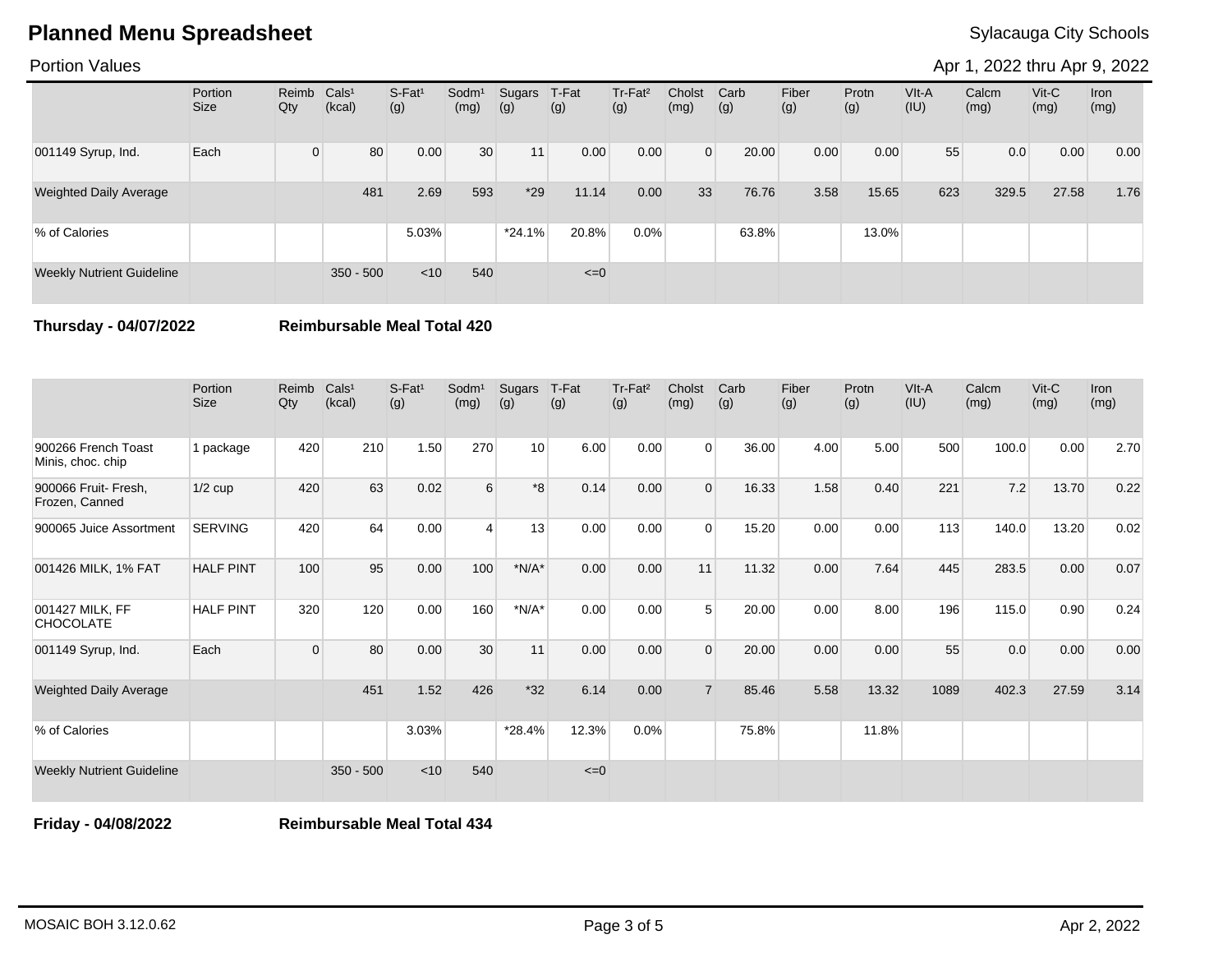# Planned Menu Spreadsheet

Sylacauga City Schools

Portion Values

Apr 1, 2022 thru Apr 9, 2022

| | Portion Size | Reimb Qty | Cals¹ (kcal) | S-Fat¹ (g) | Sodm¹ (mg) | Sugars (g) | T-Fat (g) | Tr-Fat² (g) | Cholst (mg) | Carb (g) | Fiber (g) | Protn (g) | VIt-A (IU) | Calcm (mg) | Vit-C (mg) | Iron (mg) |
|---|---|---|---|---|---|---|---|---|---|---|---|---|---|---|---|---|
| 001149 Syrup, Ind. | Each | 0 | 80 | 0.00 | 30 | 11 | 0.00 | 0.00 | 0 | 20.00 | 0.00 | 0.00 | 55 | 0.0 | 0.00 | 0.00 |
| Weighted Daily Average | | | 481 | 2.69 | 593 | *29 | 11.14 | 0.00 | 33 | 76.76 | 3.58 | 15.65 | 623 | 329.5 | 27.58 | 1.76 |
| % of Calories | | | | 5.03% | | *24.1% | 20.8% | 0.0% | | 63.8% | | 13.0% | | | | |
| Weekly Nutrient Guideline | | | 350 - 500 | <10 | 540 | | <=0 | | | | | | | | | |

**Thursday - 04/07/2022** **Reimbursable Meal Total 420**

| | Portion Size | Reimb Qty | Cals¹ (kcal) | S-Fat¹ (g) | Sodm¹ (mg) | Sugars (g) | T-Fat (g) | Tr-Fat² (g) | Cholst (mg) | Carb (g) | Fiber (g) | Protn (g) | VIt-A (IU) | Calcm (mg) | Vit-C (mg) | Iron (mg) |
|---|---|---|---|---|---|---|---|---|---|---|---|---|---|---|---|---|
| 900266 French Toast Minis, choc. chip | 1 package | 420 | 210 | 1.50 | 270 | 10 | 6.00 | 0.00 | 0 | 36.00 | 4.00 | 5.00 | 500 | 100.0 | 0.00 | 2.70 |
| 900066 Fruit- Fresh, Frozen, Canned | 1/2 cup | 420 | 63 | 0.02 | 6 | *8 | 0.14 | 0.00 | 0 | 16.33 | 1.58 | 0.40 | 221 | 7.2 | 13.70 | 0.22 |
| 900065 Juice Assortment | SERVING | 420 | 64 | 0.00 | 4 | 13 | 0.00 | 0.00 | 0 | 15.20 | 0.00 | 0.00 | 113 | 140.0 | 13.20 | 0.02 |
| 001426 MILK, 1% FAT | HALF PINT | 100 | 95 | 0.00 | 100 | *N/A* | 0.00 | 0.00 | 11 | 11.32 | 0.00 | 7.64 | 445 | 283.5 | 0.00 | 0.07 |
| 001427 MILK, FF CHOCOLATE | HALF PINT | 320 | 120 | 0.00 | 160 | *N/A* | 0.00 | 0.00 | 5 | 20.00 | 0.00 | 8.00 | 196 | 115.0 | 0.90 | 0.24 |
| 001149 Syrup, Ind. | Each | 0 | 80 | 0.00 | 30 | 11 | 0.00 | 0.00 | 0 | 20.00 | 0.00 | 0.00 | 55 | 0.0 | 0.00 | 0.00 |
| Weighted Daily Average | | | 451 | 1.52 | 426 | *32 | 6.14 | 0.00 | 7 | 85.46 | 5.58 | 13.32 | 1089 | 402.3 | 27.59 | 3.14 |
| % of Calories | | | | 3.03% | | *28.4% | 12.3% | 0.0% | | 75.8% | | 11.8% | | | | |
| Weekly Nutrient Guideline | | | 350 - 500 | <10 | 540 | | <=0 | | | | | | | | | |

**Friday - 04/08/2022** **Reimbursable Meal Total 434**

MOSAIC BOH 3.12.0.62 Apr 2, 2022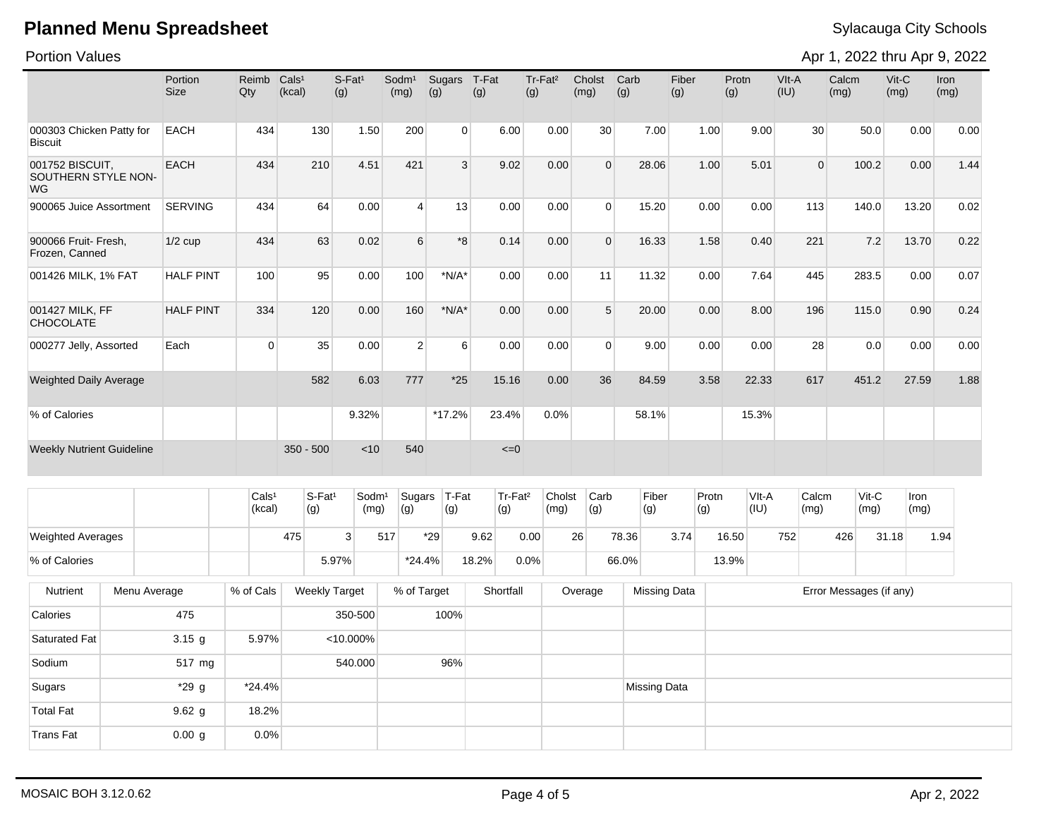# Planned Menu Spreadsheet

Sylacauga City Schools

Portion Values

Apr 1, 2022 thru Apr 9, 2022

| | Portion Size | Reimb Qty | Cals[1] (kcal) | S-Fat[1] (g) | Sodm[1] (mg) | Sugars (g) | T-Fat (g) | Tr-Fat[2] (g) | Cholst (mg) | Carb (g) | Fiber (g) | Protn (g) | VIt-A (IU) | Calcm (mg) | Vit-C (mg) | Iron (mg) |
|---|---|---|---|---|---|---|---|---|---|---|---|---|---|---|---|---|
| 000303 Chicken Patty for Biscuit | EACH | 434 | 130 | 1.50 | 200 | 0 | 6.00 | 0.00 | 30 | 7.00 | 1.00 | 9.00 | 30 | 50.0 | 0.00 | 0.00 |
| 001752 BISCUIT, SOUTHERN STYLE NON-WG | EACH | 434 | 210 | 4.51 | 421 | 3 | 9.02 | 0.00 | 0 | 28.06 | 1.00 | 5.01 | 0 | 100.2 | 0.00 | 1.44 |
| 900065 Juice Assortment | SERVING | 434 | 64 | 0.00 | 4 | 13 | 0.00 | 0.00 | 0 | 15.20 | 0.00 | 0.00 | 113 | 140.0 | 13.20 | 0.02 |
| 900066 Fruit- Fresh, Frozen, Canned | 1/2 cup | 434 | 63 | 0.02 | 6 | *8 | 0.14 | 0.00 | 0 | 16.33 | 1.58 | 0.40 | 221 | 7.2 | 13.70 | 0.22 |
| 001426 MILK, 1% FAT | HALF PINT | 100 | 95 | 0.00 | 100 | *N/A* | 0.00 | 0.00 | 11 | 11.32 | 0.00 | 7.64 | 445 | 283.5 | 0.00 | 0.07 |
| 001427 MILK, FF CHOCOLATE | HALF PINT | 334 | 120 | 0.00 | 160 | *N/A* | 0.00 | 0.00 | 5 | 20.00 | 0.00 | 8.00 | 196 | 115.0 | 0.90 | 0.24 |
| 000277 Jelly, Assorted | Each | 0 | 35 | 0.00 | 2 | 6 | 0.00 | 0.00 | 0 | 9.00 | 0.00 | 0.00 | 28 | 0.0 | 0.00 | 0.00 |
| Weighted Daily Average | | | 582 | 6.03 | 777 | *25 | 15.16 | 0.00 | 36 | 84.59 | 3.58 | 22.33 | 617 | 451.2 | 27.59 | 1.88 |
| % of Calories | | | | 9.32% | | *17.2% | 23.4% | 0.0% | | 58.1% | | 15.3% | | | | |
| Weekly Nutrient Guideline | | | 350 - 500 | <10 | 540 | | <=0 | | | | | | | | | |

| | | | Cals[1] (kcal) | S-Fat[1] (g) | Sodm[1] (mg) | Sugars (g) | T-Fat (g) | Tr-Fat[2] (g) | Cholst (mg) | Carb (g) | Fiber (g) | Protn (g) | VIt-A (IU) | Calcm (mg) | Vit-C (mg) | Iron (mg) |
|---|---|---|---|---|---|---|---|---|---|---|---|---|---|---|---|---|
| Weighted Averages | | | 475 | 3 | 517 | *29 | 9.62 | 0.00 | 26 | 78.36 | 3.74 | 16.50 | 752 | 426 | 31.18 | 1.94 |
| % of Calories | | | | 5.97% | | *24.4% | 18.2% | 0.0% | | 66.0% | | 13.9% | | | | |

| Nutrient | Menu Average | % of Cals | Weekly Target | % of Target | Shortfall | Overage | Missing Data | Error Messages (if any) |
|---|---|---|---|---|---|---|---|---|
| Calories | 475 | | 350-500 | 100% | | | | |
| Saturated Fat | 3.15 g | 5.97% | <10.000% | | | | | |
| Sodium | 517 mg | | 540.000 | 96% | | | | |
| Sugars | *29 g | *24.4% | | | | | Missing Data | |
| Total Fat | 9.62 g | 18.2% | | | | | | |
| Trans Fat | 0.00 g | 0.0% | | | | | | |

MOSAIC BOH 3.12.0.62

Apr 2, 2022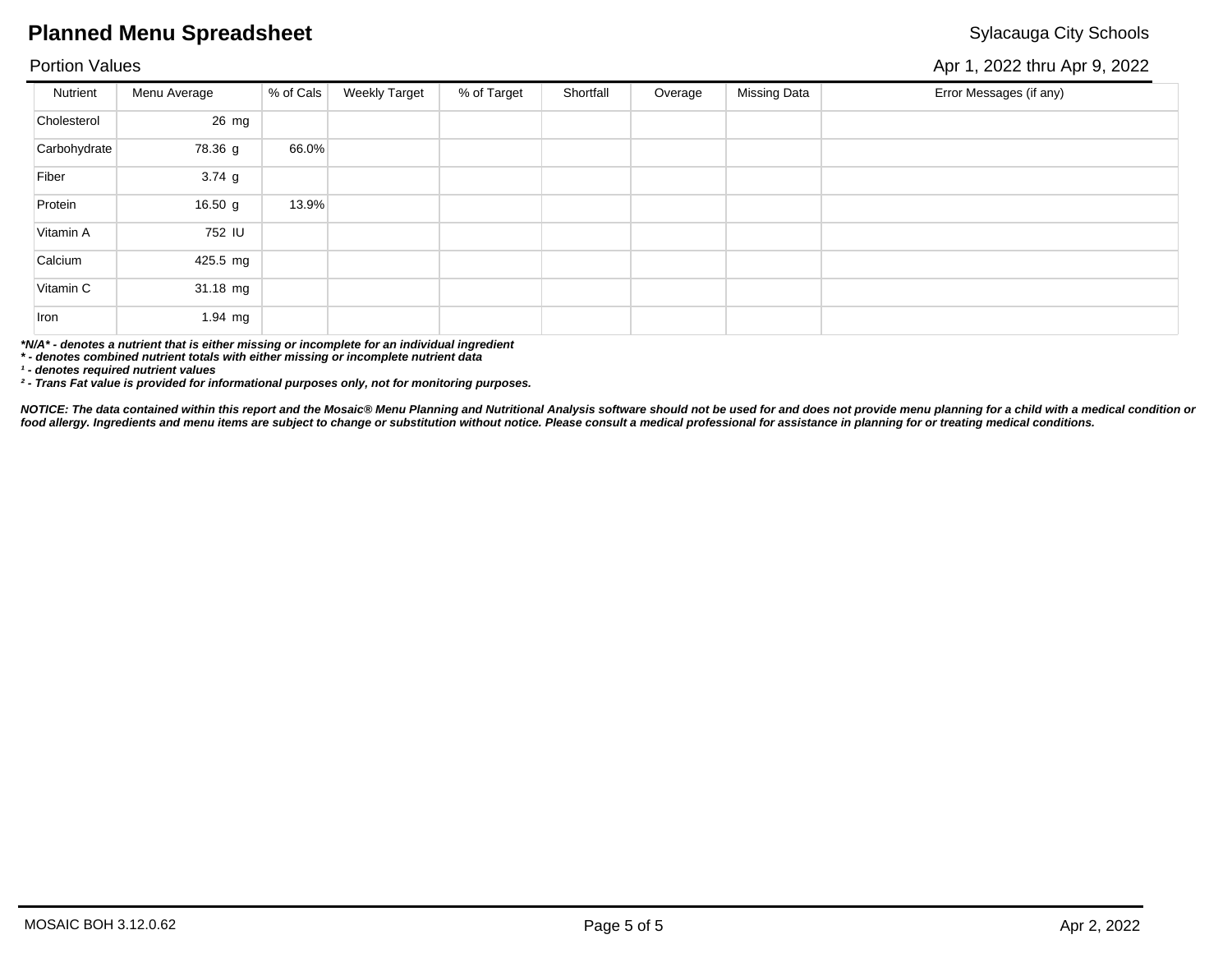# Planned Menu Spreadsheet

Sylacauga City Schools

Portion Values

Apr 1, 2022 thru Apr 9, 2022

| Nutrient | Menu Average | % of Cals | Weekly Target | % of Target | Shortfall | Overage | Missing Data | Error Messages (if any) |
|---|---|---|---|---|---|---|---|---|
| Cholesterol | 26 mg | | | | | | | |
| Carbohydrate | 78.36 g | 66.0% | | | | | | |
| Fiber | 3.74 g | | | | | | | |
| Protein | 16.50 g | 13.9% | | | | | | |
| Vitamin A | 752 IU | | | | | | | |
| Calcium | 425.5 mg | | | | | | | |
| Vitamin C | 31.18 mg | | | | | | | |
| Iron | 1.94 mg | | | | | | | |

***N/A* - denotes a nutrient that is either missing or incomplete for an individual ingredient**

*** - denotes combined nutrient totals with either missing or incomplete nutrient data**

***¹ - denotes required nutrient values***

***² - Trans Fat value is provided for informational purposes only, not for monitoring purposes.***

***NOTICE: The data contained within this report and the Mosaic® Menu Planning and Nutritional Analysis software should not be used for and does not provide menu planning for a child with a medical condition or food allergy. Ingredients and menu items are subject to change or substitution without notice. Please consult a medical professional for assistance in planning for or treating medical conditions.***

MOSAIC BOH 3.12.0.62

Apr 2, 2022